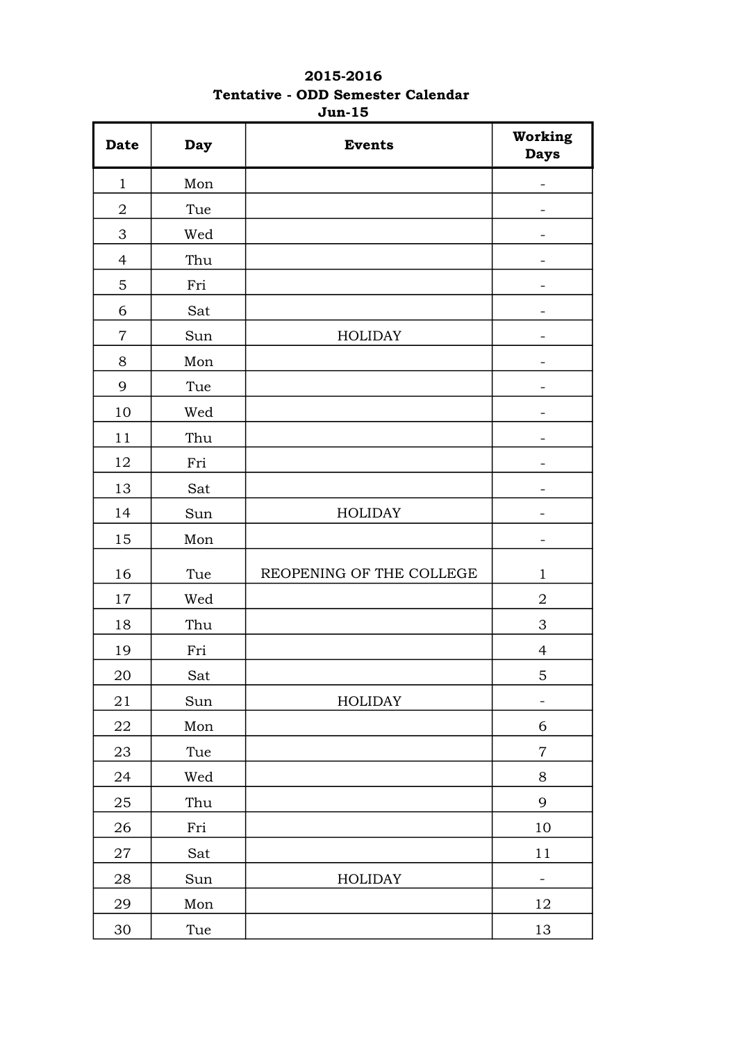**2015-2016**

**Tentative - ODD Semester Calendar**

**Jun-15**

| Date | Day | Events | Working Days |
|---|---|---|---|
| 1 | Mon | | - |
| 2 | Tue | | - |
| 3 | Wed | | - |
| 4 | Thu | | - |
| 5 | Fri | | - |
| 6 | Sat | | - |
| 7 | Sun | HOLIDAY | - |
| 8 | Mon | | - |
| 9 | Tue | | - |
| 10 | Wed | | - |
| 11 | Thu | | - |
| 12 | Fri | | - |
| 13 | Sat | | - |
| 14 | Sun | HOLIDAY | - |
| 15 | Mon | | - |
| 16 | Tue | REOPENING OF THE COLLEGE | 1 |
| 17 | Wed | | 2 |
| 18 | Thu | | 3 |
| 19 | Fri | | 4 |
| 20 | Sat | | 5 |
| 21 | Sun | HOLIDAY | - |
| 22 | Mon | | 6 |
| 23 | Tue | | 7 |
| 24 | Wed | | 8 |
| 25 | Thu | | 9 |
| 26 | Fri | | 10 |
| 27 | Sat | | 11 |
| 28 | Sun | HOLIDAY | - |
| 29 | Mon | | 12 |
| 30 | Tue | | 13 |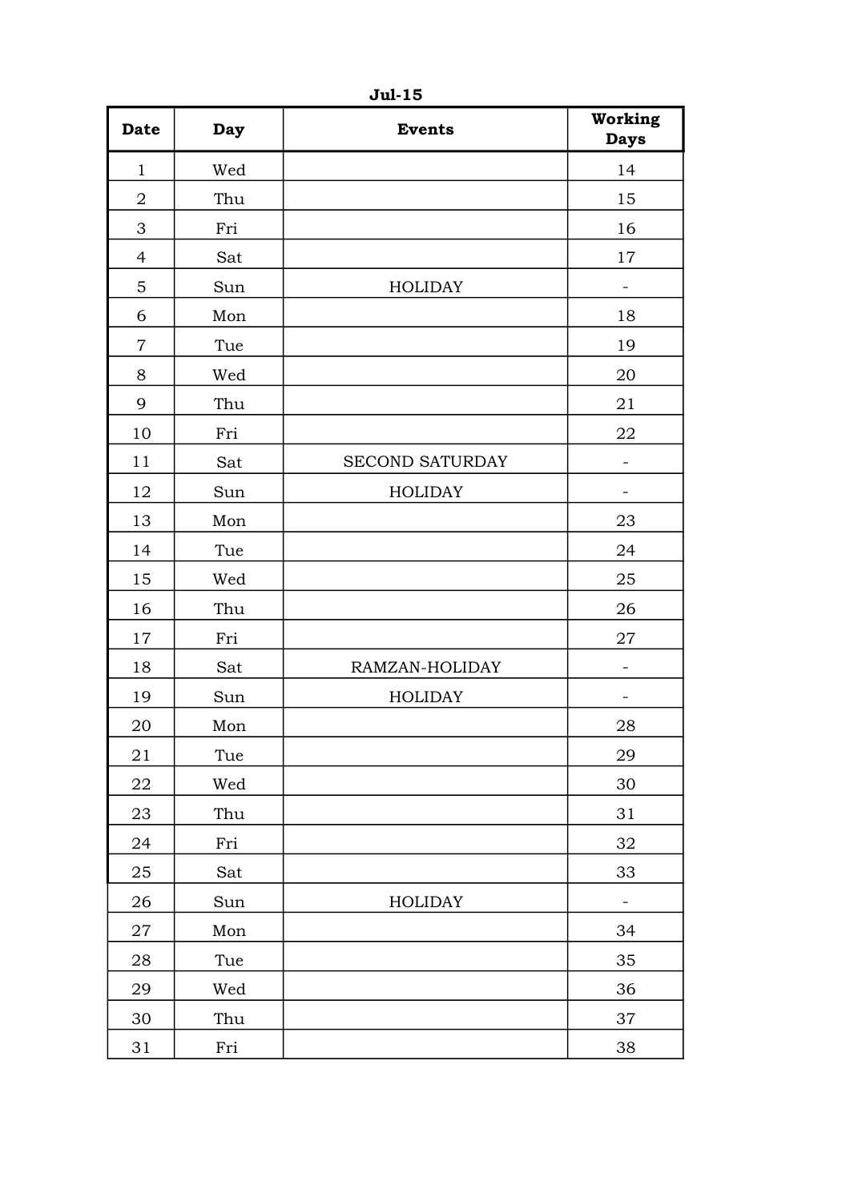**Jul-15**

| Date | Day | Events | Working Days |
|---|---|---|---|
| 1 | Wed | | 14 |
| 2 | Thu | | 15 |
| 3 | Fri | | 16 |
| 4 | Sat | | 17 |
| 5 | Sun | HOLIDAY | - |
| 6 | Mon | | 18 |
| 7 | Tue | | 19 |
| 8 | Wed | | 20 |
| 9 | Thu | | 21 |
| 10 | Fri | | 22 |
| 11 | Sat | SECOND SATURDAY | - |
| 12 | Sun | HOLIDAY | - |
| 13 | Mon | | 23 |
| 14 | Tue | | 24 |
| 15 | Wed | | 25 |
| 16 | Thu | | 26 |
| 17 | Fri | | 27 |
| 18 | Sat | RAMZAN-HOLIDAY | - |
| 19 | Sun | HOLIDAY | - |
| 20 | Mon | | 28 |
| 21 | Tue | | 29 |
| 22 | Wed | | 30 |
| 23 | Thu | | 31 |
| 24 | Fri | | 32 |
| 25 | Sat | | 33 |
| 26 | Sun | HOLIDAY | - |
| 27 | Mon | | 34 |
| 28 | Tue | | 35 |
| 29 | Wed | | 36 |
| 30 | Thu | | 37 |
| 31 | Fri | | 38 |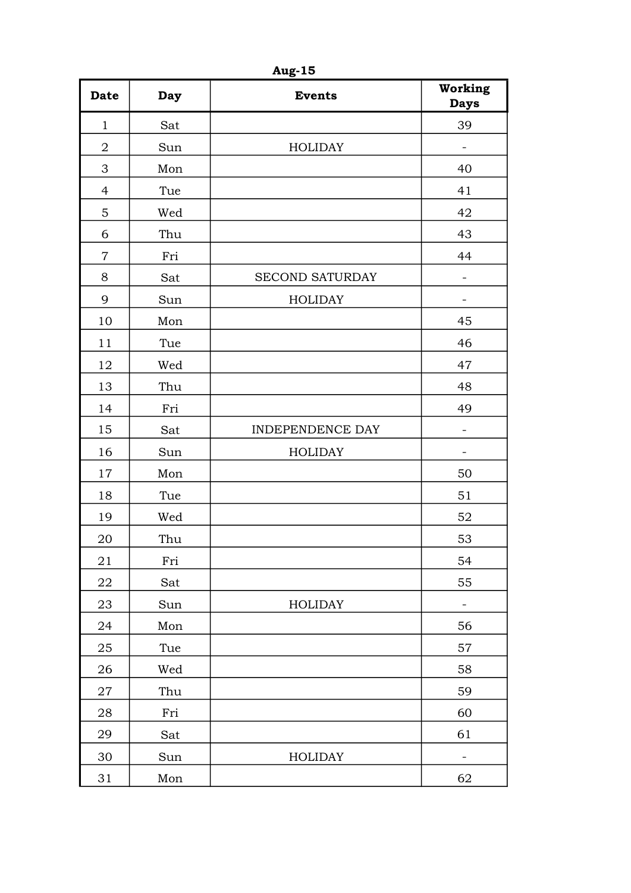**Aug-15**

| Date | Day | Events | Working Days |
|---|---|---|---|
| 1 | Sat | | 39 |
| 2 | Sun | HOLIDAY | - |
| 3 | Mon | | 40 |
| 4 | Tue | | 41 |
| 5 | Wed | | 42 |
| 6 | Thu | | 43 |
| 7 | Fri | | 44 |
| 8 | Sat | SECOND SATURDAY | - |
| 9 | Sun | HOLIDAY | - |
| 10 | Mon | | 45 |
| 11 | Tue | | 46 |
| 12 | Wed | | 47 |
| 13 | Thu | | 48 |
| 14 | Fri | | 49 |
| 15 | Sat | INDEPENDENCE DAY | - |
| 16 | Sun | HOLIDAY | - |
| 17 | Mon | | 50 |
| 18 | Tue | | 51 |
| 19 | Wed | | 52 |
| 20 | Thu | | 53 |
| 21 | Fri | | 54 |
| 22 | Sat | | 55 |
| 23 | Sun | HOLIDAY | - |
| 24 | Mon | | 56 |
| 25 | Tue | | 57 |
| 26 | Wed | | 58 |
| 27 | Thu | | 59 |
| 28 | Fri | | 60 |
| 29 | Sat | | 61 |
| 30 | Sun | HOLIDAY | - |
| 31 | Mon | | 62 |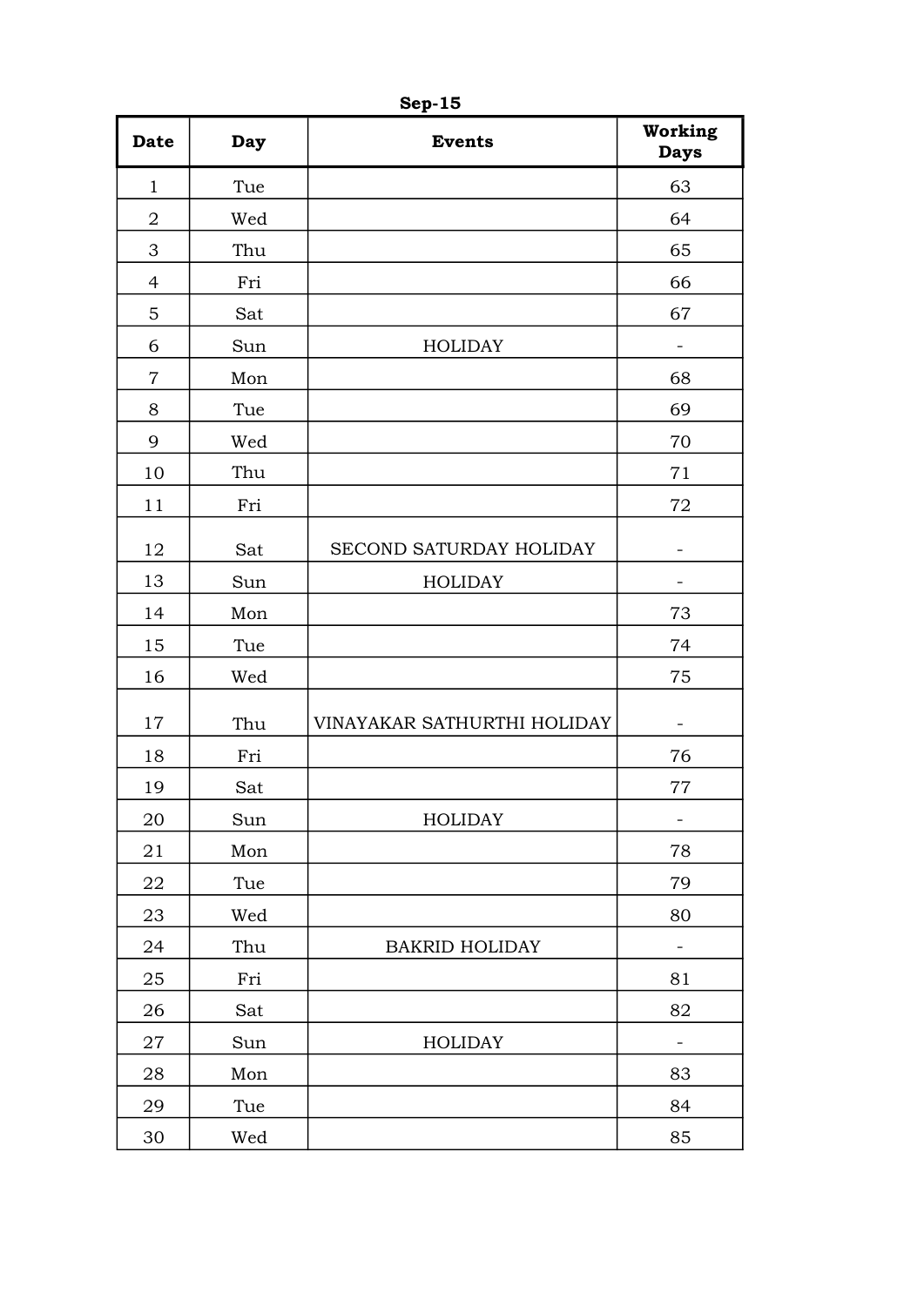**Sep-15**

| Date | Day | Events | Working Days |
| --- | --- | --- | --- |
| 1 | Tue | | 63 |
| 2 | Wed | | 64 |
| 3 | Thu | | 65 |
| 4 | Fri | | 66 |
| 5 | Sat | | 67 |
| 6 | Sun | HOLIDAY | - |
| 7 | Mon | | 68 |
| 8 | Tue | | 69 |
| 9 | Wed | | 70 |
| 10 | Thu | | 71 |
| 11 | Fri | | 72 |
| 12 | Sat | SECOND SATURDAY HOLIDAY | - |
| 13 | Sun | HOLIDAY | - |
| 14 | Mon | | 73 |
| 15 | Tue | | 74 |
| 16 | Wed | | 75 |
| 17 | Thu | VINAYAKAR SATHURTHI HOLIDAY | - |
| 18 | Fri | | 76 |
| 19 | Sat | | 77 |
| 20 | Sun | HOLIDAY | - |
| 21 | Mon | | 78 |
| 22 | Tue | | 79 |
| 23 | Wed | | 80 |
| 24 | Thu | BAKRID HOLIDAY | - |
| 25 | Fri | | 81 |
| 26 | Sat | | 82 |
| 27 | Sun | HOLIDAY | - |
| 28 | Mon | | 83 |
| 29 | Tue | | 84 |
| 30 | Wed | | 85 |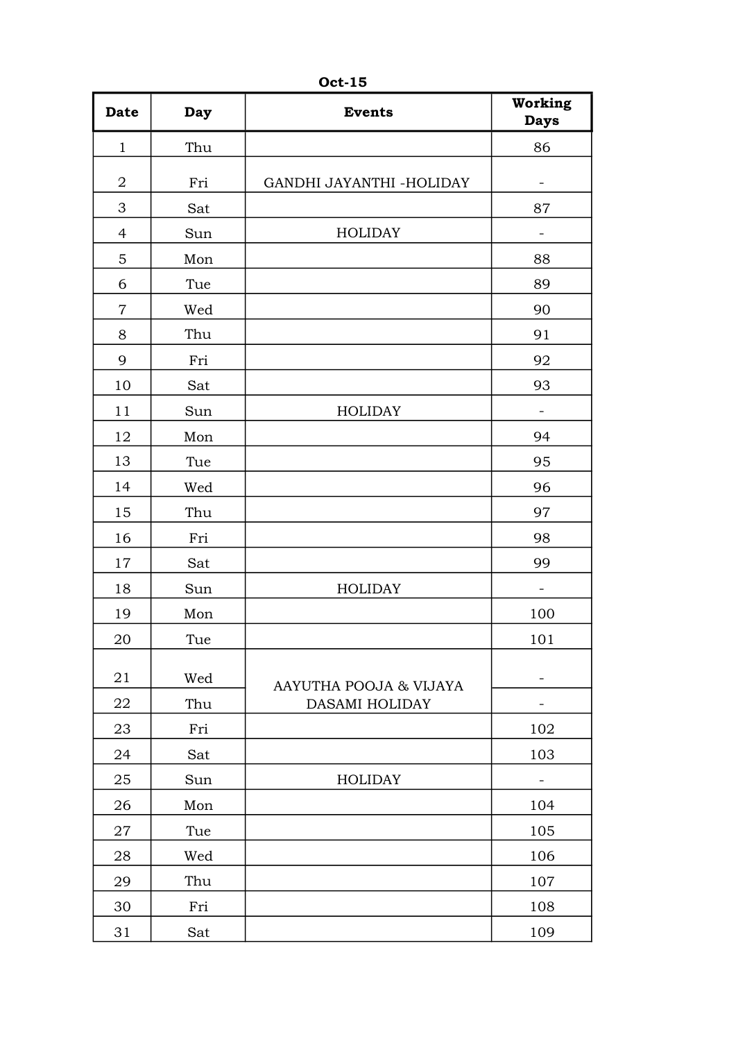**Oct-15**

| Date | Day | Events | Working Days |
|---|---|---|---|
| 1 | Thu | | 86 |
| 2 | Fri | GANDHI JAYANTHI -HOLIDAY | - |
| 3 | Sat | | 87 |
| 4 | Sun | HOLIDAY | - |
| 5 | Mon | | 88 |
| 6 | Tue | | 89 |
| 7 | Wed | | 90 |
| 8 | Thu | | 91 |
| 9 | Fri | | 92 |
| 10 | Sat | | 93 |
| 11 | Sun | HOLIDAY | - |
| 12 | Mon | | 94 |
| 13 | Tue | | 95 |
| 14 | Wed | | 96 |
| 15 | Thu | | 97 |
| 16 | Fri | | 98 |
| 17 | Sat | | 99 |
| 18 | Sun | HOLIDAY | - |
| 19 | Mon | | 100 |
| 20 | Tue | | 101 |
| 21 | Wed | AAYUTHA POOJA & VIJAYA DASAMI HOLIDAY | - |
| 22 | Thu | | - |
| 23 | Fri | | 102 |
| 24 | Sat | | 103 |
| 25 | Sun | HOLIDAY | - |
| 26 | Mon | | 104 |
| 27 | Tue | | 105 |
| 28 | Wed | | 106 |
| 29 | Thu | | 107 |
| 30 | Fri | | 108 |
| 31 | Sat | | 109 |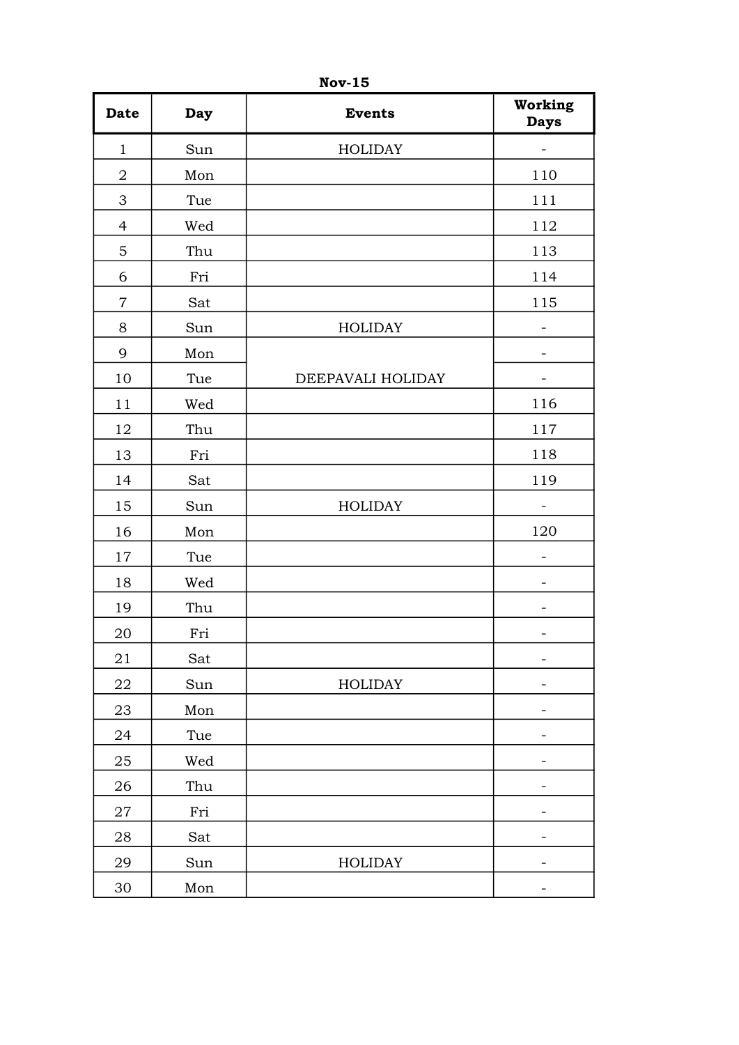**Nov-15**

| Date | Day | Events | Working Days |
|---|---|---|---|
| 1 | Sun | HOLIDAY | - |
| 2 | Mon | | 110 |
| 3 | Tue | | 111 |
| 4 | Wed | | 112 |
| 5 | Thu | | 113 |
| 6 | Fri | | 114 |
| 7 | Sat | | 115 |
| 8 | Sun | HOLIDAY | - |
| 9 | Mon | DEEPAVALI HOLIDAY | - |
| 10 | Tue | | - |
| 11 | Wed | | 116 |
| 12 | Thu | | 117 |
| 13 | Fri | | 118 |
| 14 | Sat | | 119 |
| 15 | Sun | HOLIDAY | - |
| 16 | Mon | | 120 |
| 17 | Tue | | - |
| 18 | Wed | | - |
| 19 | Thu | | - |
| 20 | Fri | | - |
| 21 | Sat | | - |
| 22 | Sun | HOLIDAY | - |
| 23 | Mon | | - |
| 24 | Tue | | - |
| 25 | Wed | | - |
| 26 | Thu | | - |
| 27 | Fri | | - |
| 28 | Sat | | - |
| 29 | Sun | HOLIDAY | - |
| 30 | Mon | | - |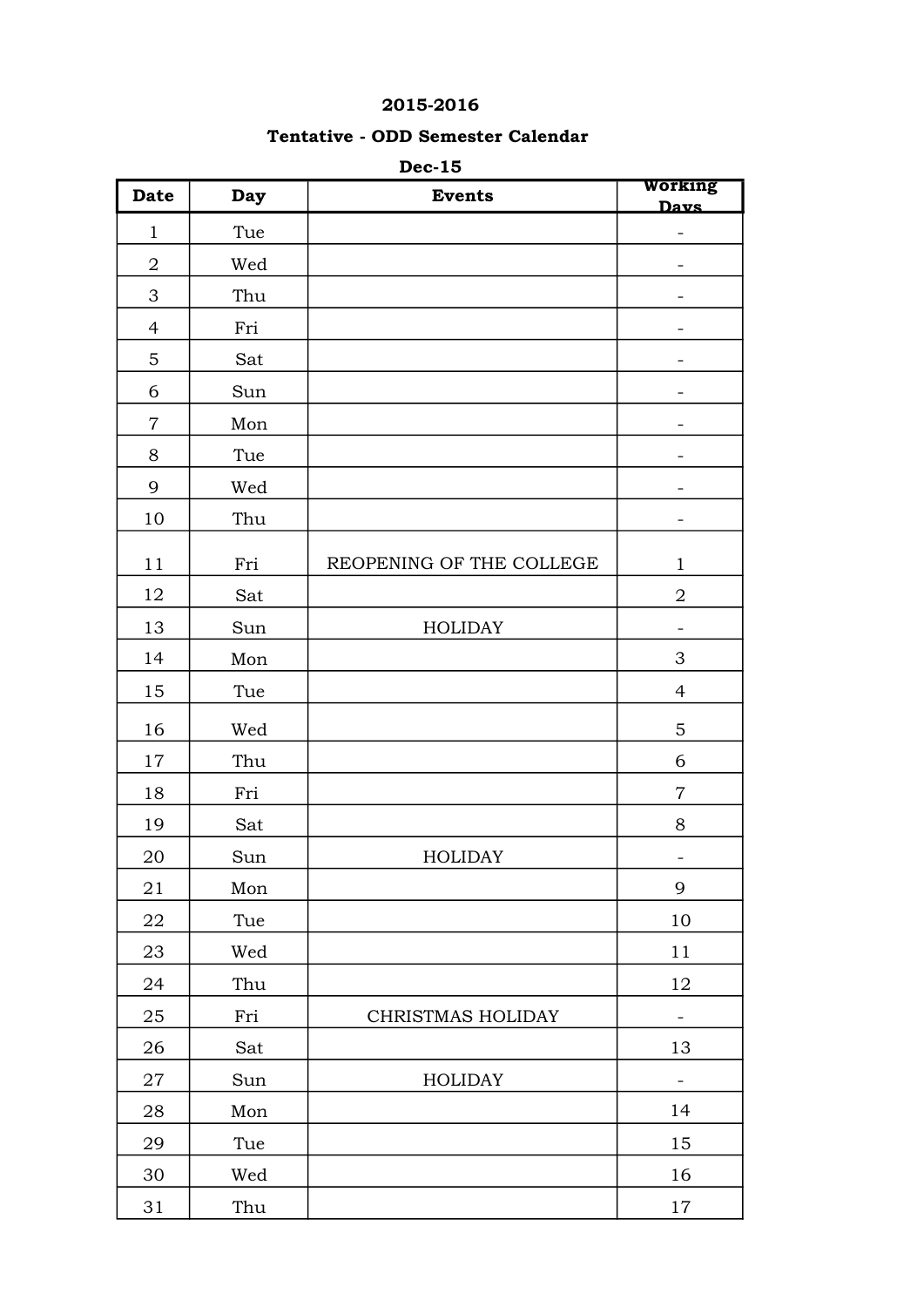**2015-2016**

**Tentative - ODD Semester Calendar**

**Dec-15**

| Date | Day | Events | Working Days |
|---|---|---|---|
| 1 | Tue | | - |
| 2 | Wed | | - |
| 3 | Thu | | - |
| 4 | Fri | | - |
| 5 | Sat | | - |
| 6 | Sun | | - |
| 7 | Mon | | - |
| 8 | Tue | | - |
| 9 | Wed | | - |
| 10 | Thu | | - |
| 11 | Fri | REOPENING OF THE COLLEGE | 1 |
| 12 | Sat | | 2 |
| 13 | Sun | HOLIDAY | - |
| 14 | Mon | | 3 |
| 15 | Tue | | 4 |
| 16 | Wed | | 5 |
| 17 | Thu | | 6 |
| 18 | Fri | | 7 |
| 19 | Sat | | 8 |
| 20 | Sun | HOLIDAY | - |
| 21 | Mon | | 9 |
| 22 | Tue | | 10 |
| 23 | Wed | | 11 |
| 24 | Thu | | 12 |
| 25 | Fri | CHRISTMAS HOLIDAY | - |
| 26 | Sat | | 13 |
| 27 | Sun | HOLIDAY | - |
| 28 | Mon | | 14 |
| 29 | Tue | | 15 |
| 30 | Wed | | 16 |
| 31 | Thu | | 17 |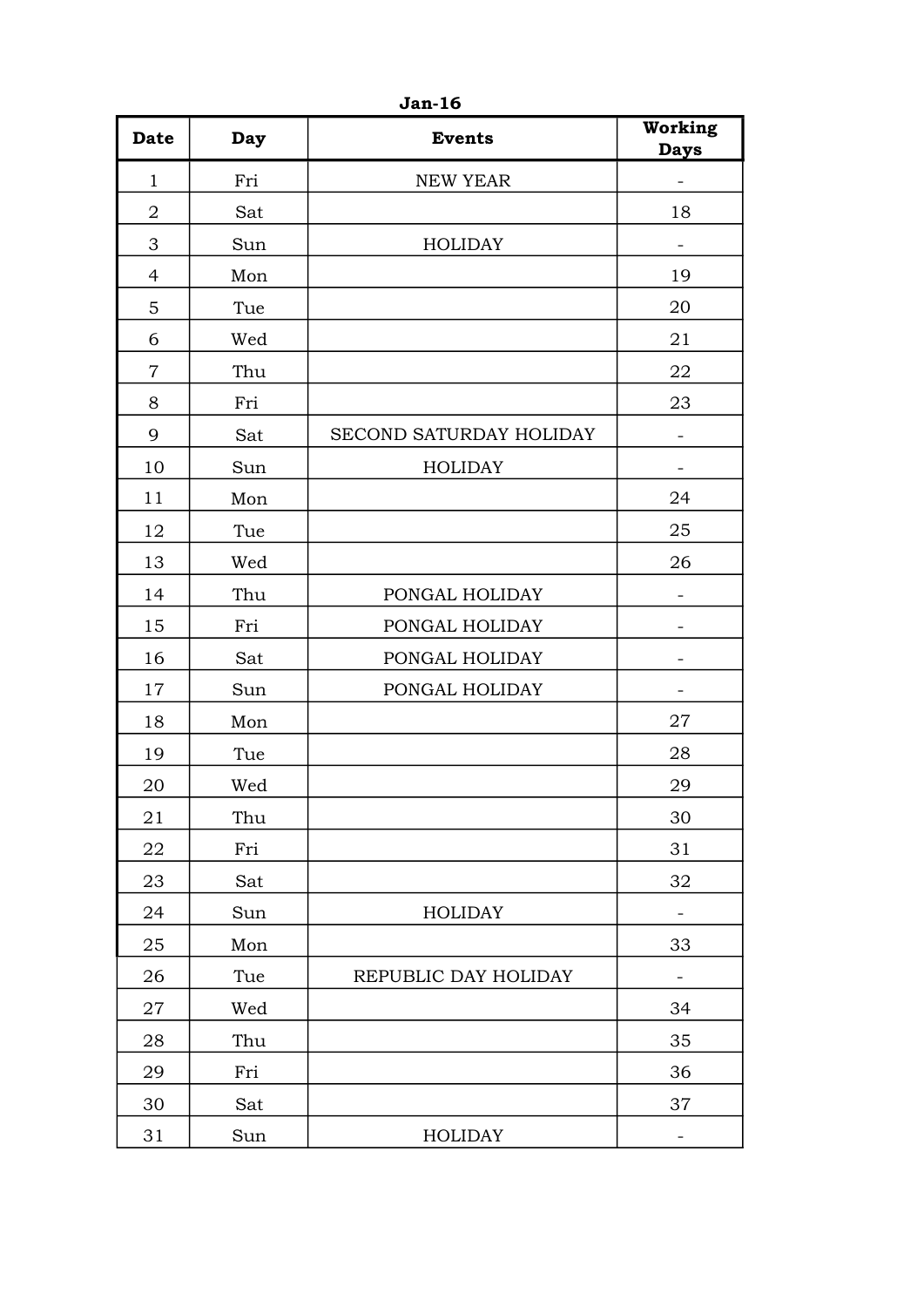**Jan-16**

| Date | Day | Events | Working Days |
|---|---|---|---|
| 1 | Fri | NEW YEAR | - |
| 2 | Sat | | 18 |
| 3 | Sun | HOLIDAY | - |
| 4 | Mon | | 19 |
| 5 | Tue | | 20 |
| 6 | Wed | | 21 |
| 7 | Thu | | 22 |
| 8 | Fri | | 23 |
| 9 | Sat | SECOND SATURDAY HOLIDAY | - |
| 10 | Sun | HOLIDAY | - |
| 11 | Mon | | 24 |
| 12 | Tue | | 25 |
| 13 | Wed | | 26 |
| 14 | Thu | PONGAL HOLIDAY | - |
| 15 | Fri | PONGAL HOLIDAY | - |
| 16 | Sat | PONGAL HOLIDAY | - |
| 17 | Sun | PONGAL HOLIDAY | - |
| 18 | Mon | | 27 |
| 19 | Tue | | 28 |
| 20 | Wed | | 29 |
| 21 | Thu | | 30 |
| 22 | Fri | | 31 |
| 23 | Sat | | 32 |
| 24 | Sun | HOLIDAY | - |
| 25 | Mon | | 33 |
| 26 | Tue | REPUBLIC DAY HOLIDAY | - |
| 27 | Wed | | 34 |
| 28 | Thu | | 35 |
| 29 | Fri | | 36 |
| 30 | Sat | | 37 |
| 31 | Sun | HOLIDAY | - |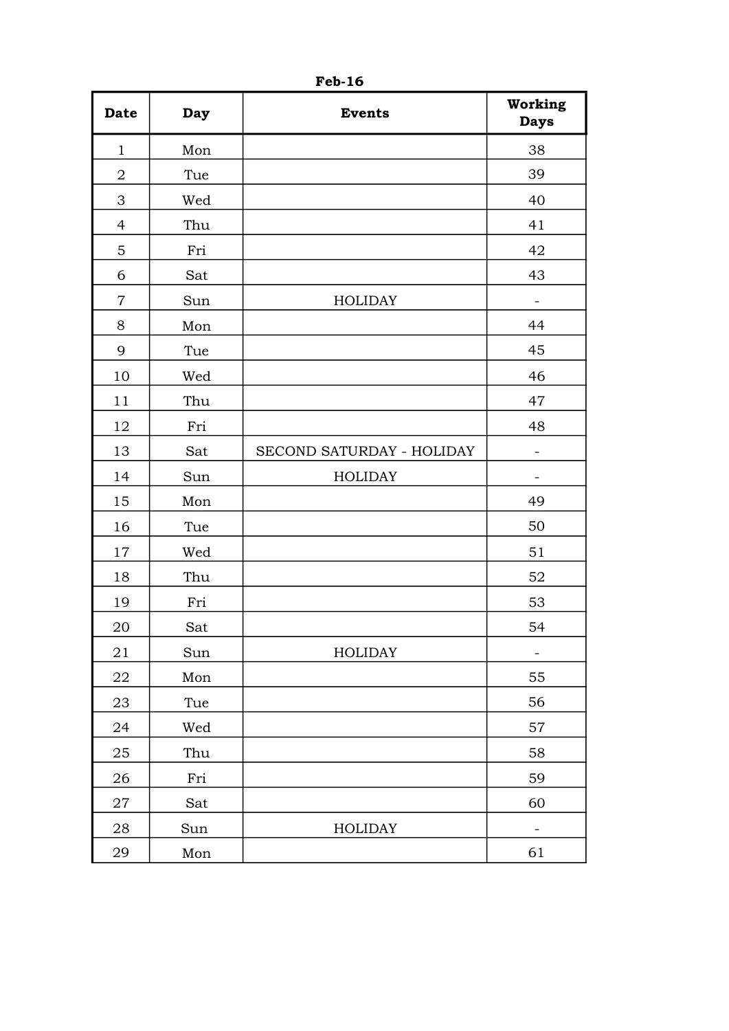**Feb-16**

| Date | Day | Events | Working Days |
|---|---|---|---|
| 1 | Mon | | 38 |
| 2 | Tue | | 39 |
| 3 | Wed | | 40 |
| 4 | Thu | | 41 |
| 5 | Fri | | 42 |
| 6 | Sat | | 43 |
| 7 | Sun | HOLIDAY | - |
| 8 | Mon | | 44 |
| 9 | Tue | | 45 |
| 10 | Wed | | 46 |
| 11 | Thu | | 47 |
| 12 | Fri | | 48 |
| 13 | Sat | SECOND SATURDAY - HOLIDAY | - |
| 14 | Sun | HOLIDAY | - |
| 15 | Mon | | 49 |
| 16 | Tue | | 50 |
| 17 | Wed | | 51 |
| 18 | Thu | | 52 |
| 19 | Fri | | 53 |
| 20 | Sat | | 54 |
| 21 | Sun | HOLIDAY | - |
| 22 | Mon | | 55 |
| 23 | Tue | | 56 |
| 24 | Wed | | 57 |
| 25 | Thu | | 58 |
| 26 | Fri | | 59 |
| 27 | Sat | | 60 |
| 28 | Sun | HOLIDAY | - |
| 29 | Mon | | 61 |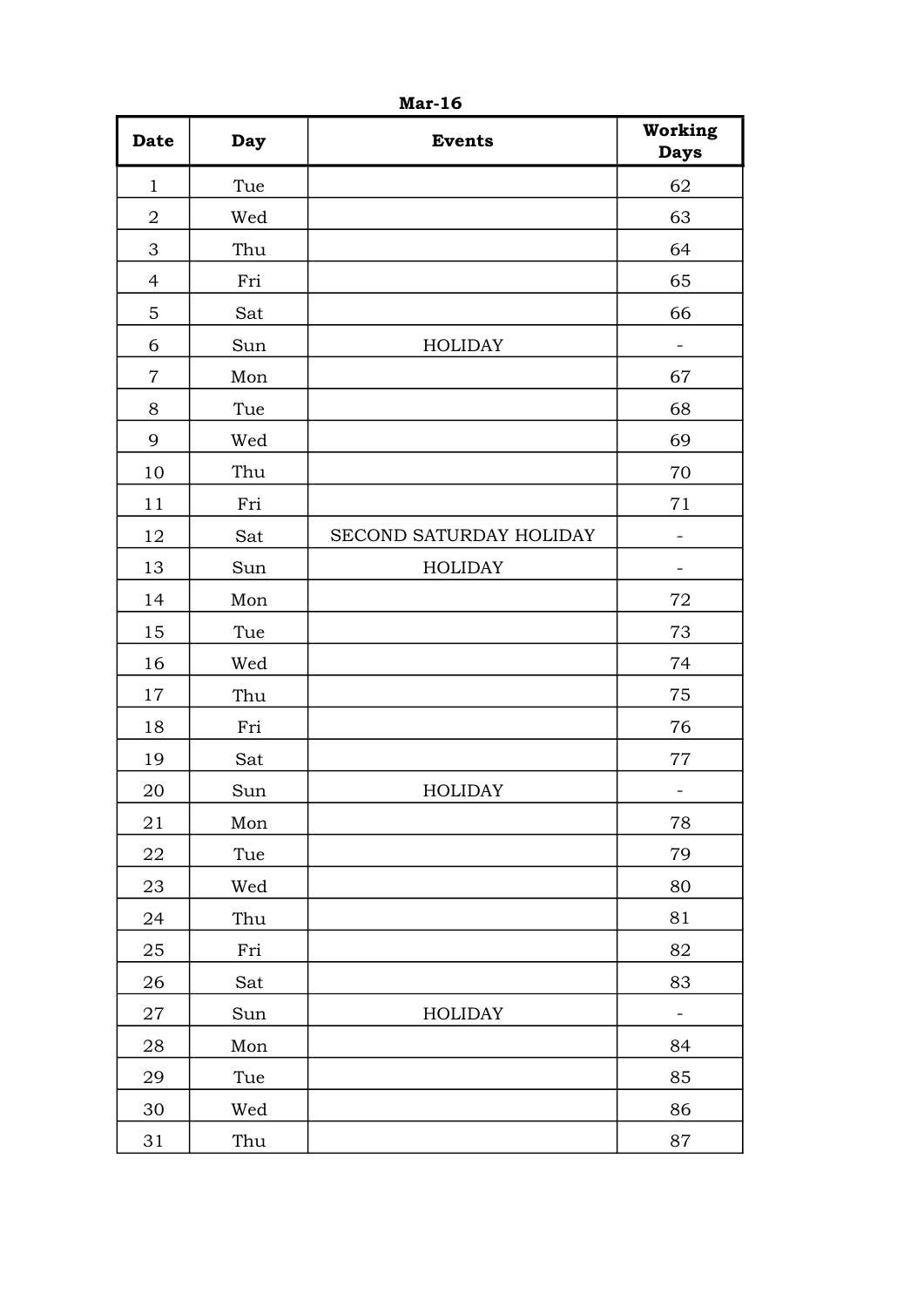**Mar-16**

| Date | Day | Events | Working Days |
|---|---|---|---|
| 1 | Tue | | 62 |
| 2 | Wed | | 63 |
| 3 | Thu | | 64 |
| 4 | Fri | | 65 |
| 5 | Sat | | 66 |
| 6 | Sun | HOLIDAY | - |
| 7 | Mon | | 67 |
| 8 | Tue | | 68 |
| 9 | Wed | | 69 |
| 10 | Thu | | 70 |
| 11 | Fri | | 71 |
| 12 | Sat | SECOND SATURDAY HOLIDAY | - |
| 13 | Sun | HOLIDAY | - |
| 14 | Mon | | 72 |
| 15 | Tue | | 73 |
| 16 | Wed | | 74 |
| 17 | Thu | | 75 |
| 18 | Fri | | 76 |
| 19 | Sat | | 77 |
| 20 | Sun | HOLIDAY | - |
| 21 | Mon | | 78 |
| 22 | Tue | | 79 |
| 23 | Wed | | 80 |
| 24 | Thu | | 81 |
| 25 | Fri | | 82 |
| 26 | Sat | | 83 |
| 27 | Sun | HOLIDAY | - |
| 28 | Mon | | 84 |
| 29 | Tue | | 85 |
| 30 | Wed | | 86 |
| 31 | Thu | | 87 |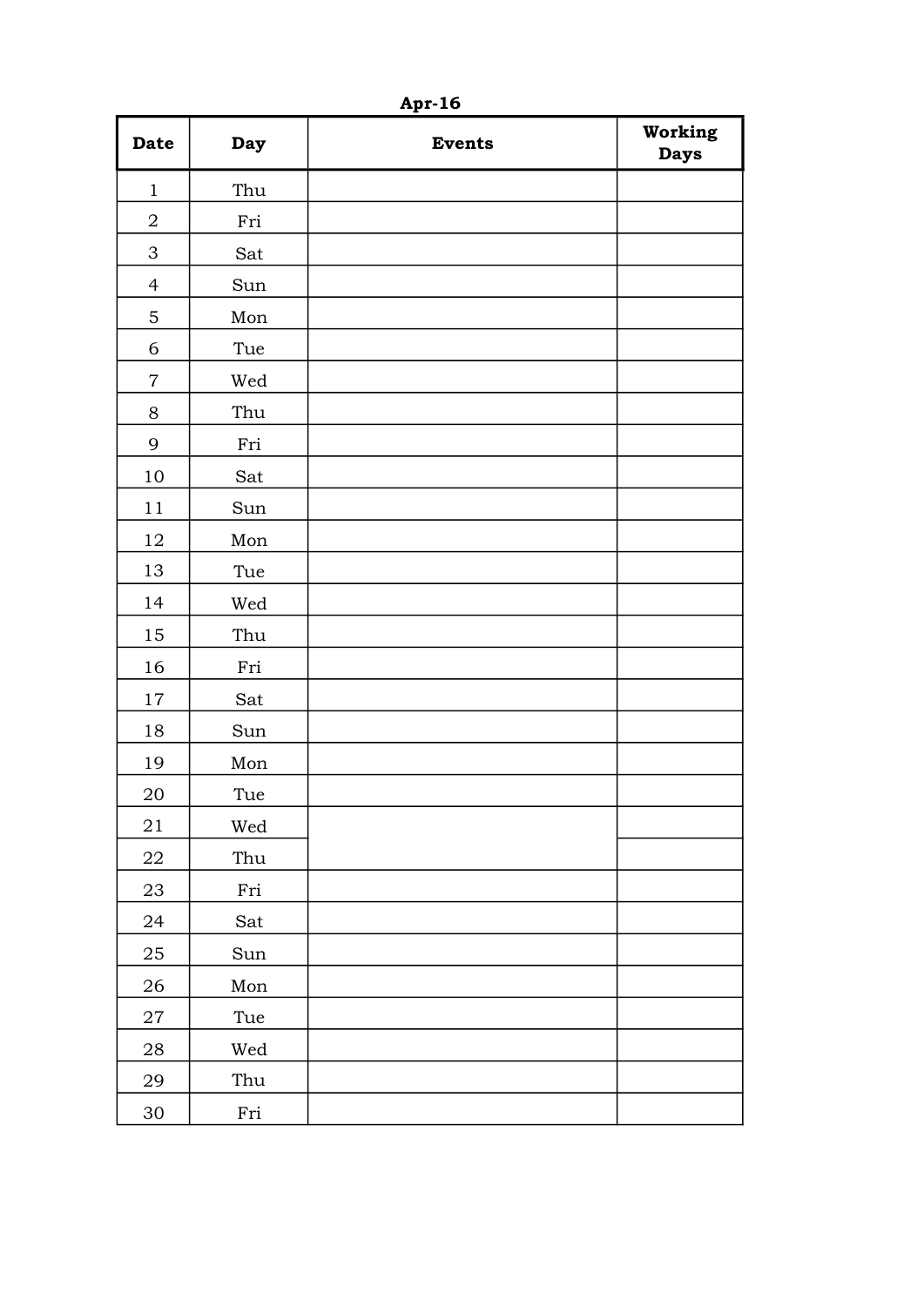**Apr-16**

| Date | Day | Events | Working Days |
|---|---|---|---|
| 1 | Thu | | |
| 2 | Fri | | |
| 3 | Sat | | |
| 4 | Sun | | |
| 5 | Mon | | |
| 6 | Tue | | |
| 7 | Wed | | |
| 8 | Thu | | |
| 9 | Fri | | |
| 10 | Sat | | |
| 11 | Sun | | |
| 12 | Mon | | |
| 13 | Tue | | |
| 14 | Wed | | |
| 15 | Thu | | |
| 16 | Fri | | |
| 17 | Sat | | |
| 18 | Sun | | |
| 19 | Mon | | |
| 20 | Tue | | |
| 21 | Wed | | |
| 22 | Thu | | |
| 23 | Fri | | |
| 24 | Sat | | |
| 25 | Sun | | |
| 26 | Mon | | |
| 27 | Tue | | |
| 28 | Wed | | |
| 29 | Thu | | |
| 30 | Fri | | |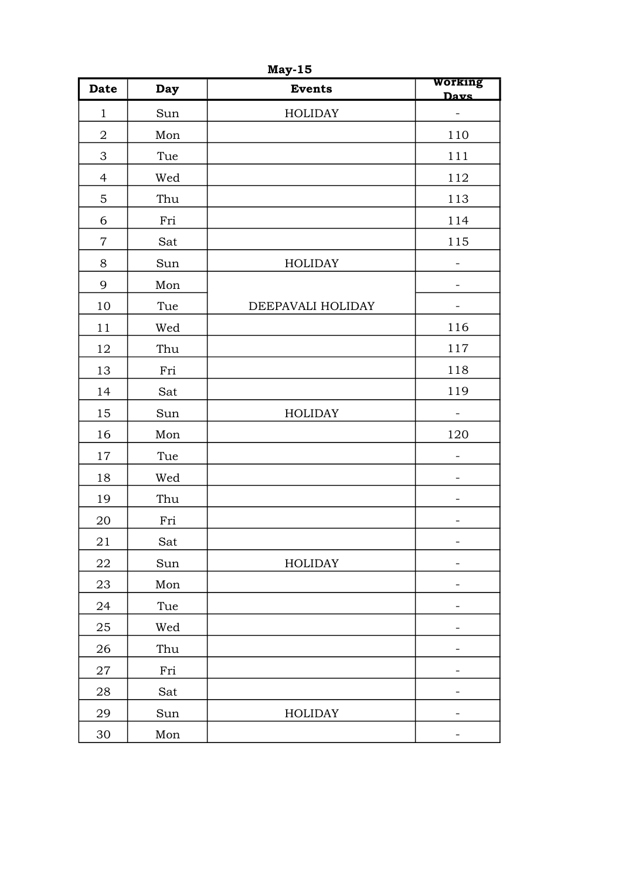**May-15**

| Date | Day | Events | Working Days |
|---|---|---|---|
| 1 | Sun | HOLIDAY | - |
| 2 | Mon | | 110 |
| 3 | Tue | | 111 |
| 4 | Wed | | 112 |
| 5 | Thu | | 113 |
| 6 | Fri | | 114 |
| 7 | Sat | | 115 |
| 8 | Sun | HOLIDAY | - |
| 9 | Mon | DEEPAVALI HOLIDAY | - |
| 10 | Tue | | - |
| 11 | Wed | | 116 |
| 12 | Thu | | 117 |
| 13 | Fri | | 118 |
| 14 | Sat | | 119 |
| 15 | Sun | HOLIDAY | - |
| 16 | Mon | | 120 |
| 17 | Tue | | - |
| 18 | Wed | | - |
| 19 | Thu | | - |
| 20 | Fri | | - |
| 21 | Sat | | - |
| 22 | Sun | HOLIDAY | - |
| 23 | Mon | | - |
| 24 | Tue | | - |
| 25 | Wed | | - |
| 26 | Thu | | - |
| 27 | Fri | | - |
| 28 | Sat | | - |
| 29 | Sun | HOLIDAY | - |
| 30 | Mon | | - |